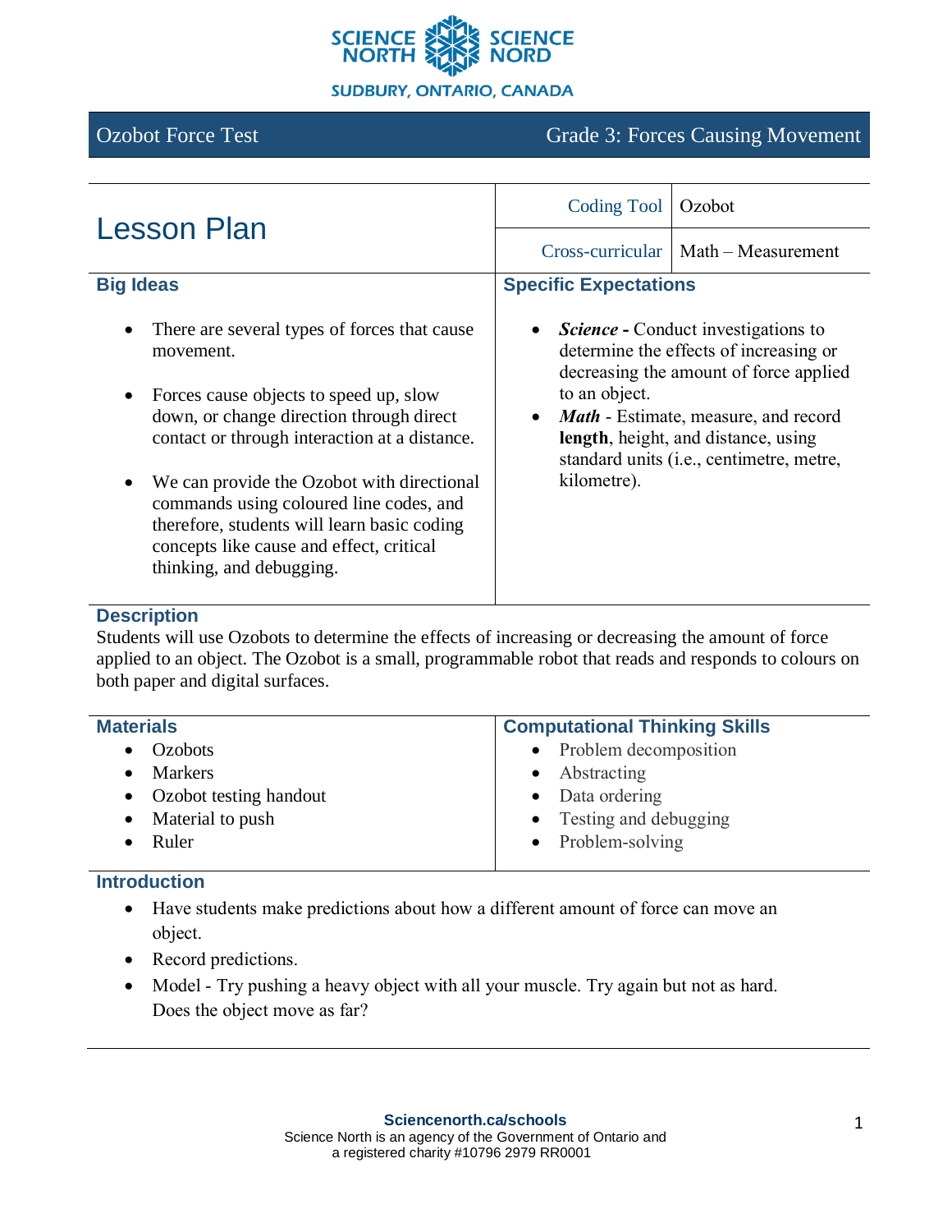SCIENCE NORTH SCIENCE NORD

SUDBURY, ONTARIO, CANADA

Ozobot Force Test | Grade 3: Forces Causing Movement

# Lesson Plan

| | |
|---|---|
| Coding Tool | Ozobot |
| Cross-curricular | Math – Measurement |

## Big Ideas

- There are several types of forces that cause movement.
- Forces cause objects to speed up, slow down, or change direction through direct contact or through interaction at a distance.
- We can provide the Ozobot with directional commands using coloured line codes, and therefore, students will learn basic coding concepts like cause and effect, critical thinking, and debugging.

## Specific Expectations

- ***Science* -** Conduct investigations to determine the effects of increasing or decreasing the amount of force applied to an object.
- ***Math*** - Estimate, measure, and record **length**, height, and distance, using standard units (i.e., centimetre, metre, kilometre).

## Description

Students will use Ozobots to determine the effects of increasing or decreasing the amount of force applied to an object. The Ozobot is a small, programmable robot that reads and responds to colours on both paper and digital surfaces.

## Materials

- Ozobots
- Markers
- Ozobot testing handout
- Material to push
- Ruler

## Computational Thinking Skills

- Problem decomposition
- Abstracting
- Data ordering
- Testing and debugging
- Problem-solving

## Introduction

- Have students make predictions about how a different amount of force can move an object.
- Record predictions.
- Model - Try pushing a heavy object with all your muscle. Try again but not as hard. Does the object move as far?

**Sciencenorth.ca/schools**
Science North is an agency of the Government of Ontario and a registered charity #10796 2979 RR0001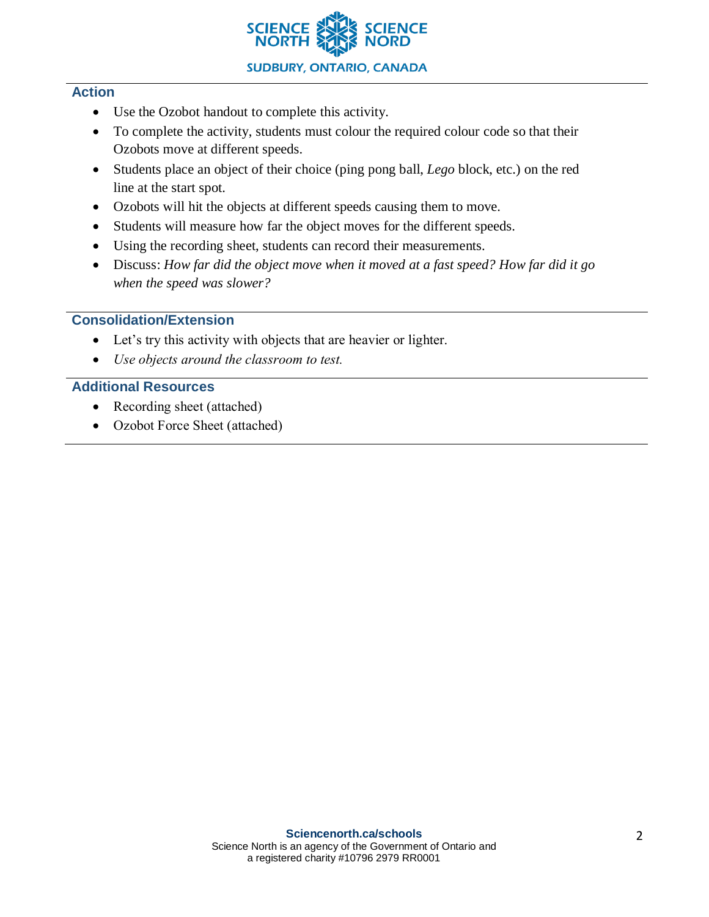## Action

- Use the Ozobot handout to complete this activity.
- To complete the activity, students must colour the required colour code so that their Ozobots move at different speeds.
- Students place an object of their choice (ping pong ball, *Lego* block, etc.) on the red line at the start spot.
- Ozobots will hit the objects at different speeds causing them to move.
- Students will measure how far the object moves for the different speeds.
- Using the recording sheet, students can record their measurements.
- Discuss: *How far did the object move when it moved at a fast speed? How far did it go when the speed was slower?*

## Consolidation/Extension

- Let's try this activity with objects that are heavier or lighter.
- *Use objects around the classroom to test.*

## Additional Resources

- Recording sheet (attached)
- Ozobot Force Sheet (attached)